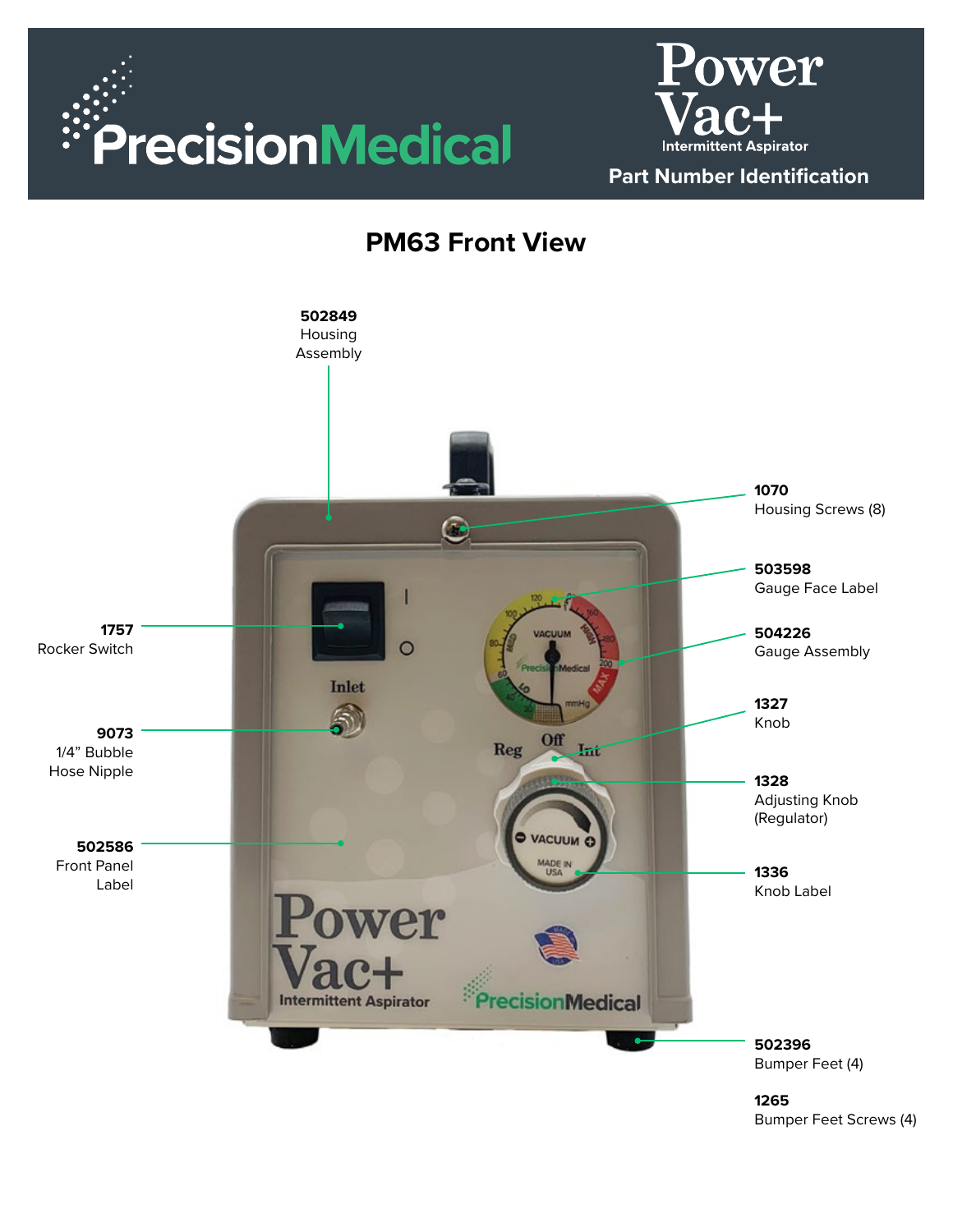# PrecisionMedical

**Power Vac+**
Intermittent Aspirator

**Part Number Identification**

## PM63 Front View

**502849**
Housing Assembly

**1070**
Housing Screws (8)

**503598**
Gauge Face Label

**504226**
Gauge Assembly

**1757**
Rocker Switch

**1327**
Knob

**9073**
1/4" Bubble Hose Nipple

**1328**
Adjusting Knob (Regulator)

**502586**
Front Panel Label

**1336**
Knob Label

**502396**
Bumper Feet (4)

**1265**
Bumper Feet Screws (4)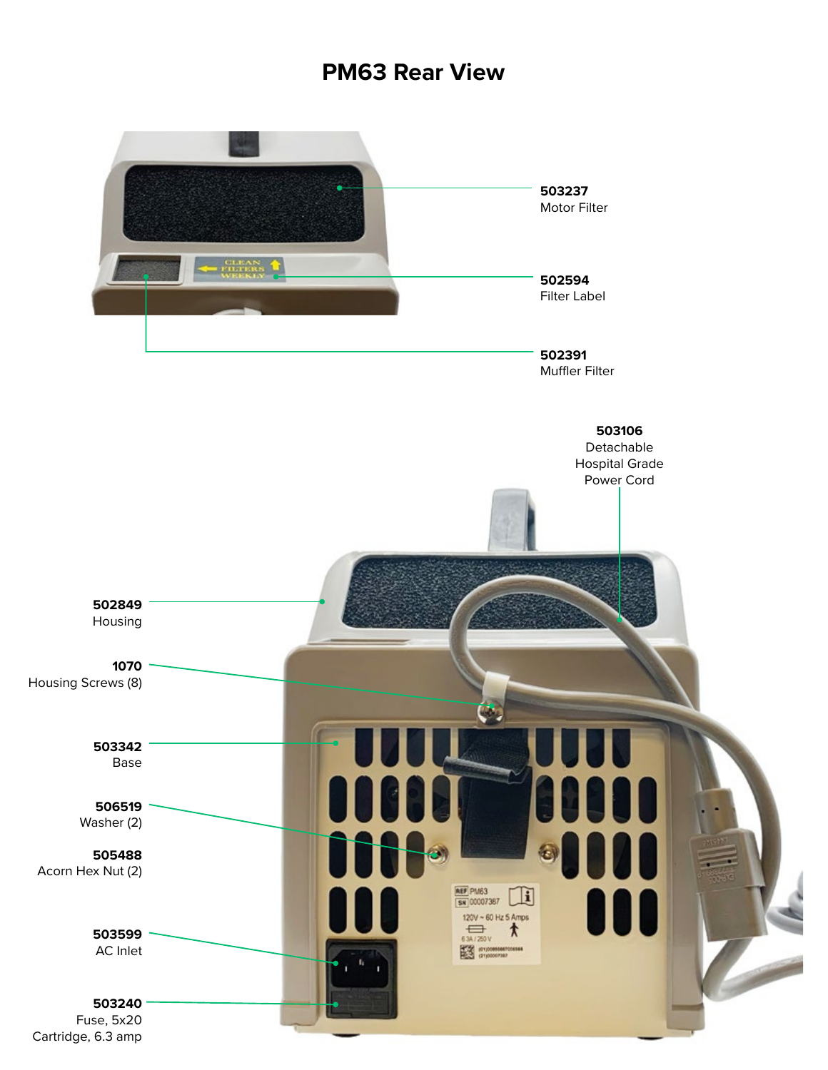# PM63 Rear View

**503237**
Motor Filter

**502594**
Filter Label

**502391**
Muffler Filter

**503106**
Detachable
Hospital Grade
Power Cord

**502849**
Housing

**1070**
Housing Screws (8)

**503342**
Base

**506519**
Washer (2)

**505488**
Acorn Hex Nut (2)

**503599**
AC Inlet

**503240**
Fuse, 5x20
Cartridge, 6.3 amp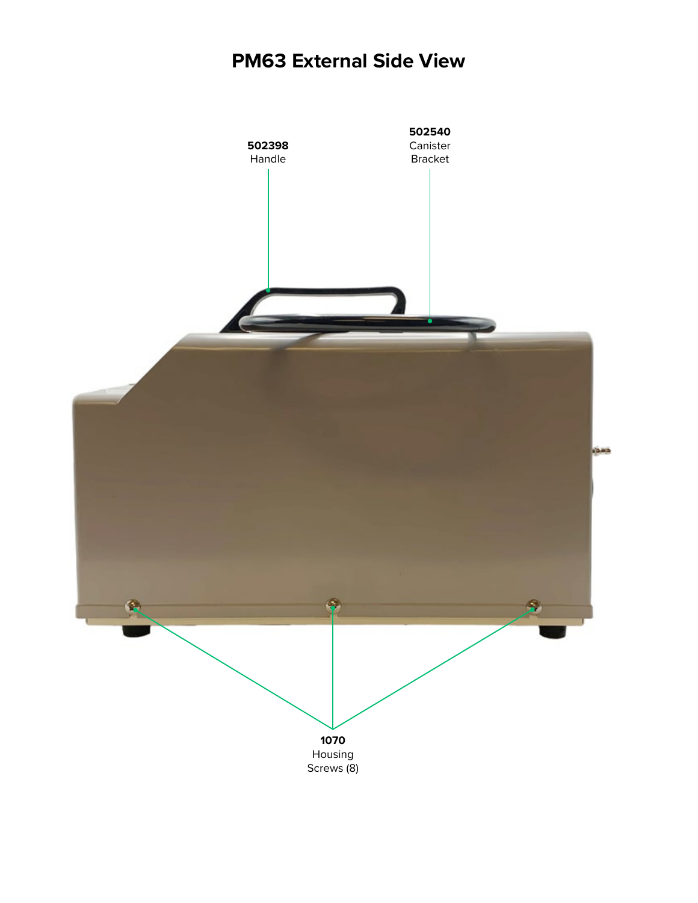# PM63 External Side View

**502398**
Handle

**502540**
Canister
Bracket

**1070**
Housing
Screws (8)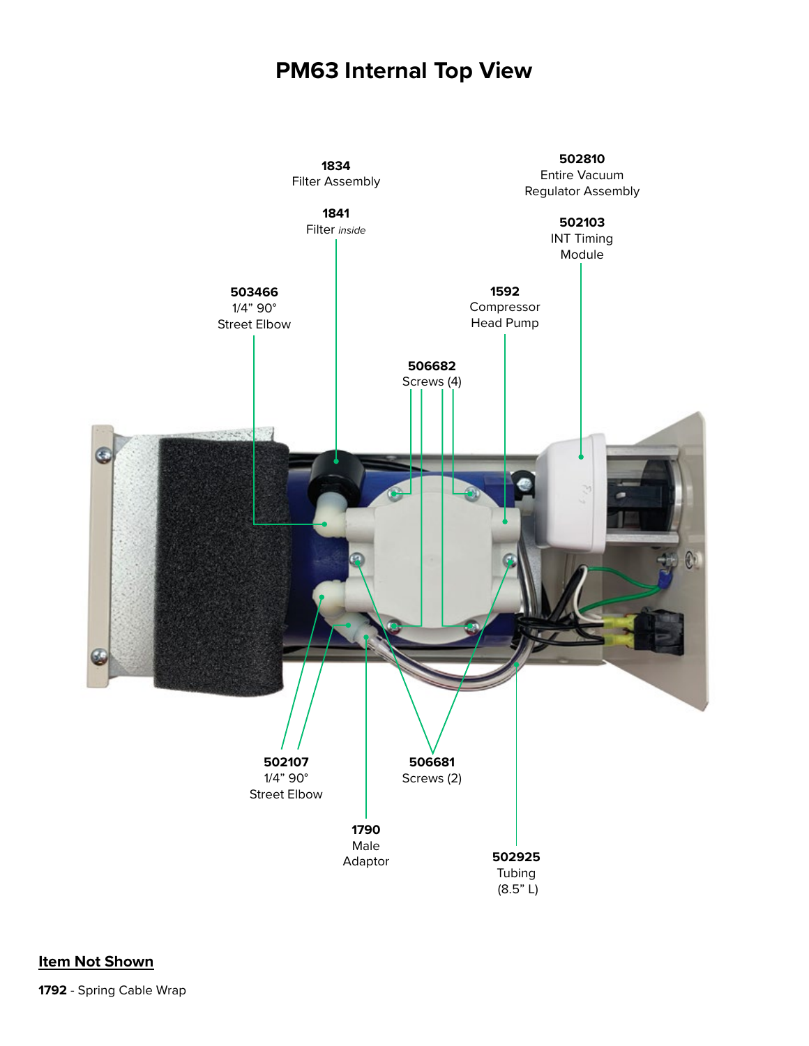# PM63 Internal Top View

**1834**
Filter Assembly

**1841**
Filter *inside*

**502810**
Entire Vacuum Regulator Assembly

**502103**
INT Timing Module

**503466**
1/4" 90° Street Elbow

**1592**
Compressor Head Pump

**506682**
Screws (4)

**502107**
1/4" 90° Street Elbow

**506681**
Screws (2)

**1790**
Male Adaptor

**502925**
Tubing (8.5" L)

**Item Not Shown**

**1792** - Spring Cable Wrap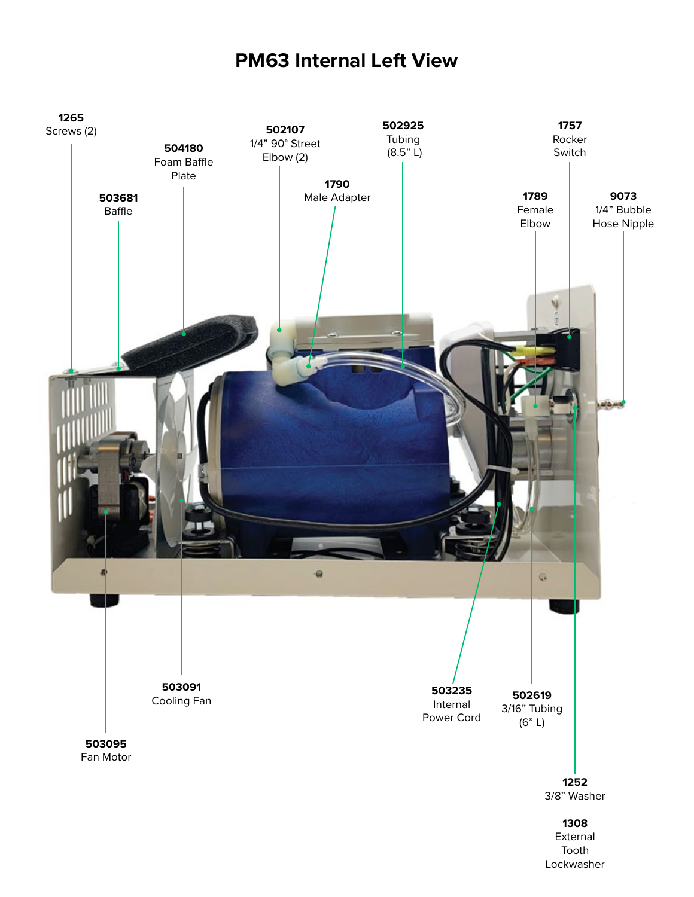# PM63 Internal Left View

**1265**
Screws (2)

**504180**
Foam Baffle Plate

**503681**
Baffle

**502107**
1/4" 90° Street Elbow (2)

**1790**
Male Adapter

**502925**
Tubing (8.5" L)

**1757**
Rocker Switch

**1789**
Female Elbow

**9073**
1/4" Bubble Hose Nipple

**503091**
Cooling Fan

**503095**
Fan Motor

**503235**
Internal Power Cord

**502619**
3/16" Tubing (6" L)

**1252**
3/8" Washer

**1308**
External Tooth Lockwasher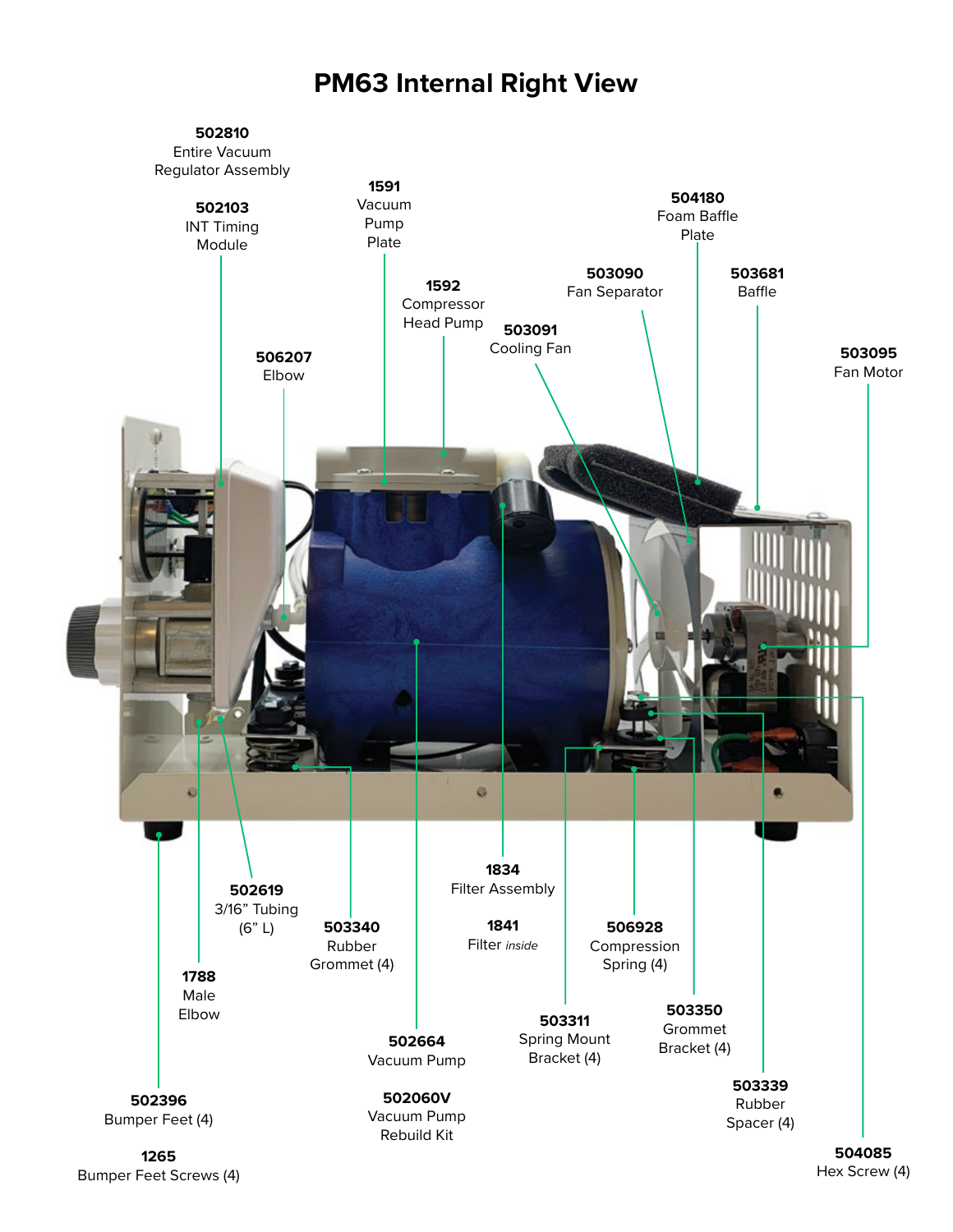# PM63 Internal Right View

**502810**
Entire Vacuum Regulator Assembly

**502103**
INT Timing Module

**1591**
Vacuum Pump Plate

**1592**
Compressor Head Pump

**504180**
Foam Baffle Plate

**503090**
Fan Separator

**503681**
Baffle

**503091**
Cooling Fan

**506207**
Elbow

**503095**
Fan Motor

**1834**
Filter Assembly

**1841**
Filter *inside*

**502619**
3/16" Tubing (6" L)

**503340**
Rubber Grommet (4)

**506928**
Compression Spring (4)

**1788**
Male Elbow

**503311**
Spring Mount Bracket (4)

**503350**
Grommet Bracket (4)

**502664**
Vacuum Pump

**502060V**
Vacuum Pump Rebuild Kit

**503339**
Rubber Spacer (4)

**502396**
Bumper Feet (4)

**1265**
Bumper Feet Screws (4)

**504085**
Hex Screw (4)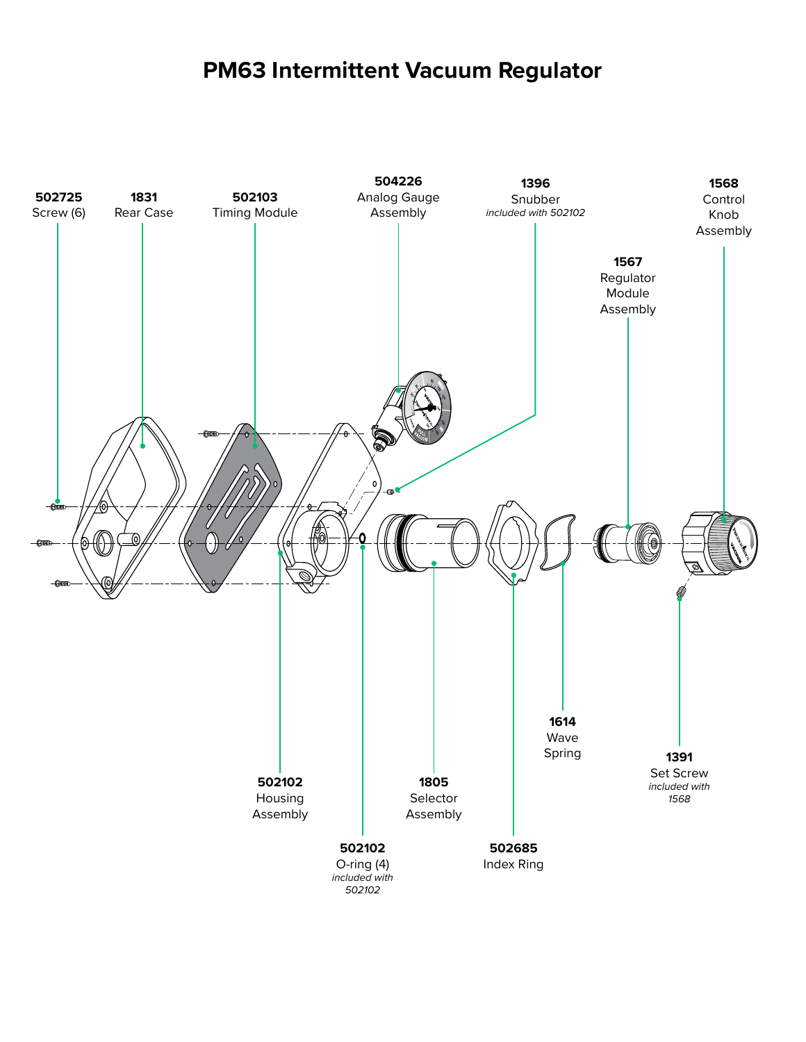# PM63 Intermittent Vacuum Regulator

**502725**
Screw (6)

**1831**
Rear Case

**502103**
Timing Module

**504226**
Analog Gauge Assembly

**1396**
Snubber
*included with 502102*

**1568**
Control Knob Assembly

**1567**
Regulator Module Assembly

**502102**
Housing Assembly

**502102**
O-ring (4)
*included with 502102*

**1805**
Selector Assembly

**502685**
Index Ring

**1614**
Wave Spring

**1391**
Set Screw
*included with 1568*